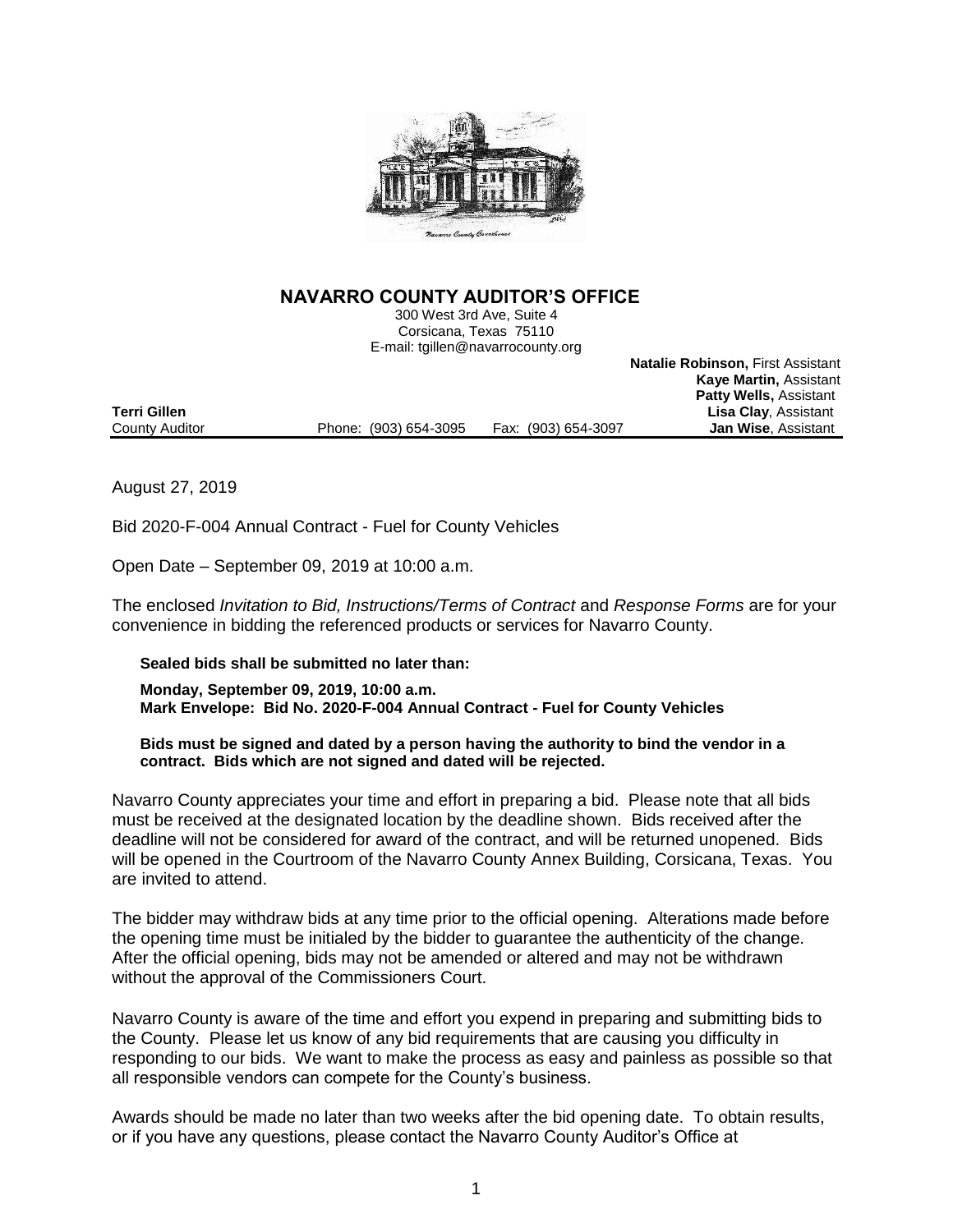# NAVARRO COUNTY AUDITOR'S OFFICE

300 West 3rd Ave, Suite 4
Corsicana, Texas 75110
E-mail: tgillen@navarrocounty.org

**Natalie Robinson,** First Assistant
**Kaye Martin,** Assistant
**Patty Wells,** Assistant
**Lisa Clay**, Assistant
**Jan Wise**, Assistant

**Terri Gillen**
County Auditor

Phone: (903) 654-3095    Fax: (903) 654-3097

August 27, 2019

Bid 2020-F-004 Annual Contract - Fuel for County Vehicles

Open Date – September 09, 2019 at 10:00 a.m.

The enclosed *Invitation to Bid, Instructions/Terms of Contract* and *Response Forms* are for your convenience in bidding the referenced products or services for Navarro County.

**Sealed bids shall be submitted no later than:**

**Monday, September 09, 2019, 10:00 a.m.**
**Mark Envelope: Bid No. 2020-F-004 Annual Contract - Fuel for County Vehicles**

**Bids must be signed and dated by a person having the authority to bind the vendor in a contract. Bids which are not signed and dated will be rejected.**

Navarro County appreciates your time and effort in preparing a bid. Please note that all bids must be received at the designated location by the deadline shown. Bids received after the deadline will not be considered for award of the contract, and will be returned unopened. Bids will be opened in the Courtroom of the Navarro County Annex Building, Corsicana, Texas. You are invited to attend.

The bidder may withdraw bids at any time prior to the official opening. Alterations made before the opening time must be initialed by the bidder to guarantee the authenticity of the change. After the official opening, bids may not be amended or altered and may not be withdrawn without the approval of the Commissioners Court.

Navarro County is aware of the time and effort you expend in preparing and submitting bids to the County. Please let us know of any bid requirements that are causing you difficulty in responding to our bids. We want to make the process as easy and painless as possible so that all responsible vendors can compete for the County's business.

Awards should be made no later than two weeks after the bid opening date. To obtain results, or if you have any questions, please contact the Navarro County Auditor's Office at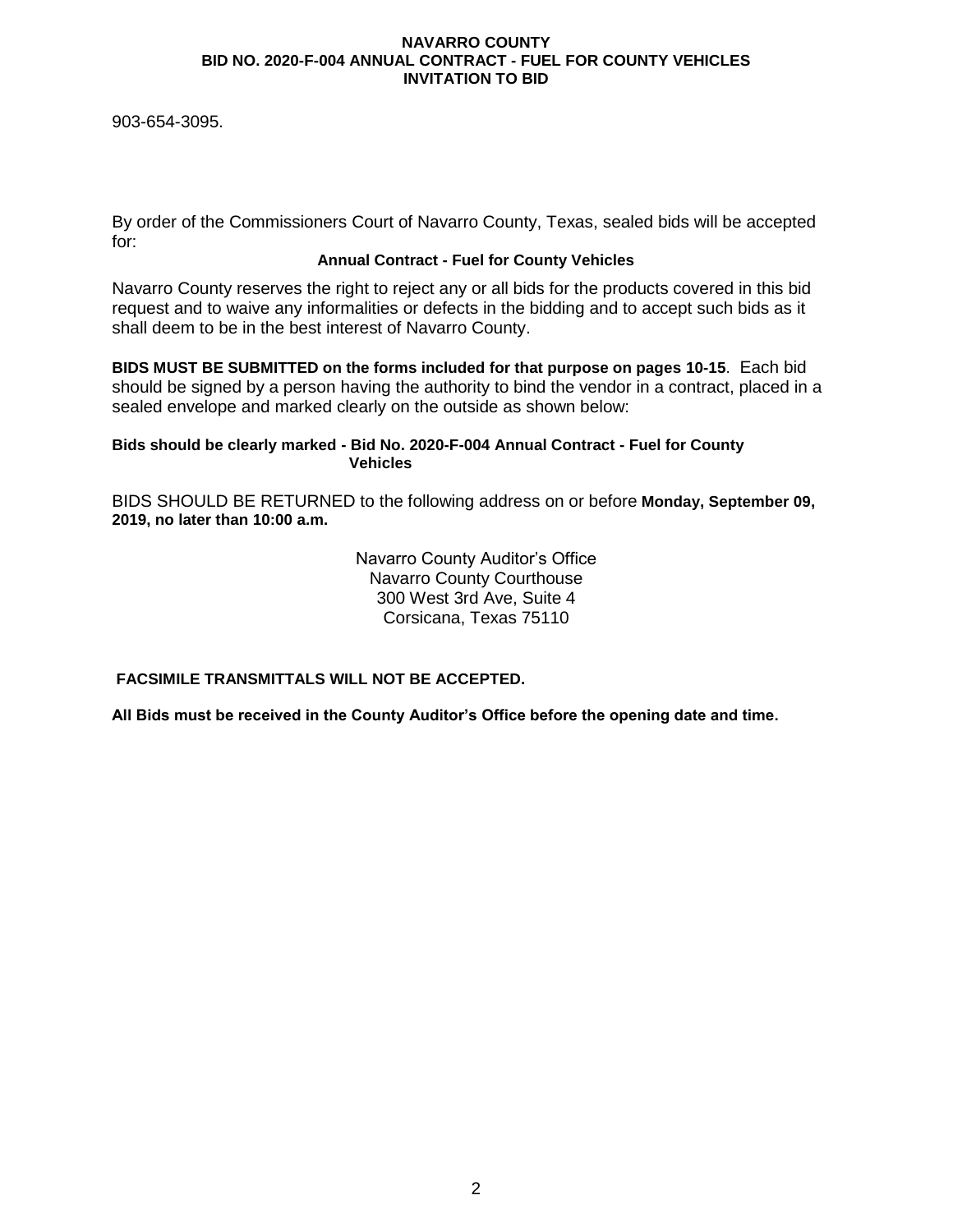903-654-3095.

By order of the Commissioners Court of Navarro County, Texas, sealed bids will be accepted for:

**Annual Contract - Fuel for County Vehicles**

Navarro County reserves the right to reject any or all bids for the products covered in this bid request and to waive any informalities or defects in the bidding and to accept such bids as it shall deem to be in the best interest of Navarro County.

**BIDS MUST BE SUBMITTED on the forms included for that purpose on pages 10-15**. Each bid should be signed by a person having the authority to bind the vendor in a contract, placed in a sealed envelope and marked clearly on the outside as shown below:

**Bids should be clearly marked - Bid No. 2020-F-004 Annual Contract - Fuel for County Vehicles**

BIDS SHOULD BE RETURNED to the following address on or before **Monday, September 09, 2019, no later than 10:00 a.m.**

Navarro County Auditor's Office
Navarro County Courthouse
300 West 3rd Ave, Suite 4
Corsicana, Texas 75110

**FACSIMILE TRANSMITTALS WILL NOT BE ACCEPTED.**

**All Bids must be received in the County Auditor's Office before the opening date and time.**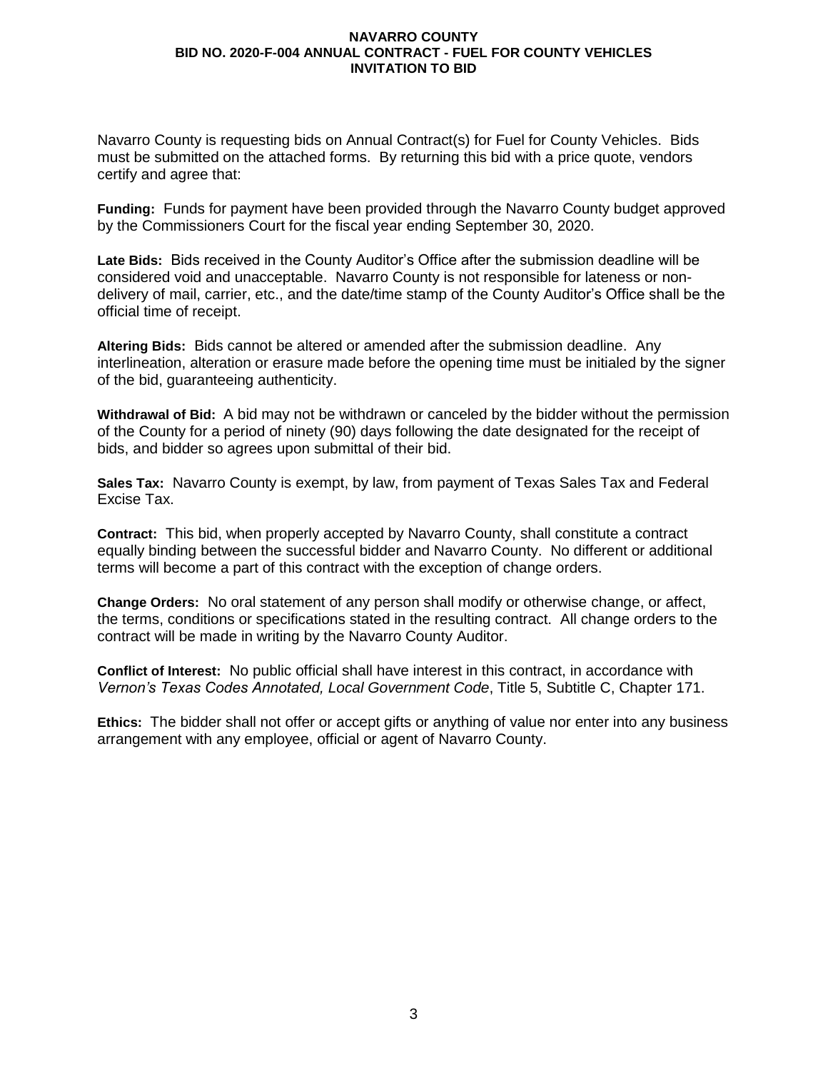Navarro County is requesting bids on Annual Contract(s) for Fuel for County Vehicles. Bids must be submitted on the attached forms. By returning this bid with a price quote, vendors certify and agree that:

**Funding:** Funds for payment have been provided through the Navarro County budget approved by the Commissioners Court for the fiscal year ending September 30, 2020.

**Late Bids:** Bids received in the County Auditor's Office after the submission deadline will be considered void and unacceptable. Navarro County is not responsible for lateness or non-delivery of mail, carrier, etc., and the date/time stamp of the County Auditor's Office shall be the official time of receipt.

**Altering Bids:** Bids cannot be altered or amended after the submission deadline. Any interlineation, alteration or erasure made before the opening time must be initialed by the signer of the bid, guaranteeing authenticity.

**Withdrawal of Bid:** A bid may not be withdrawn or canceled by the bidder without the permission of the County for a period of ninety (90) days following the date designated for the receipt of bids, and bidder so agrees upon submittal of their bid.

**Sales Tax:** Navarro County is exempt, by law, from payment of Texas Sales Tax and Federal Excise Tax.

**Contract:** This bid, when properly accepted by Navarro County, shall constitute a contract equally binding between the successful bidder and Navarro County. No different or additional terms will become a part of this contract with the exception of change orders.

**Change Orders:** No oral statement of any person shall modify or otherwise change, or affect, the terms, conditions or specifications stated in the resulting contract. All change orders to the contract will be made in writing by the Navarro County Auditor.

**Conflict of Interest:** No public official shall have interest in this contract, in accordance with *Vernon's Texas Codes Annotated, Local Government Code*, Title 5, Subtitle C, Chapter 171.

**Ethics:** The bidder shall not offer or accept gifts or anything of value nor enter into any business arrangement with any employee, official or agent of Navarro County.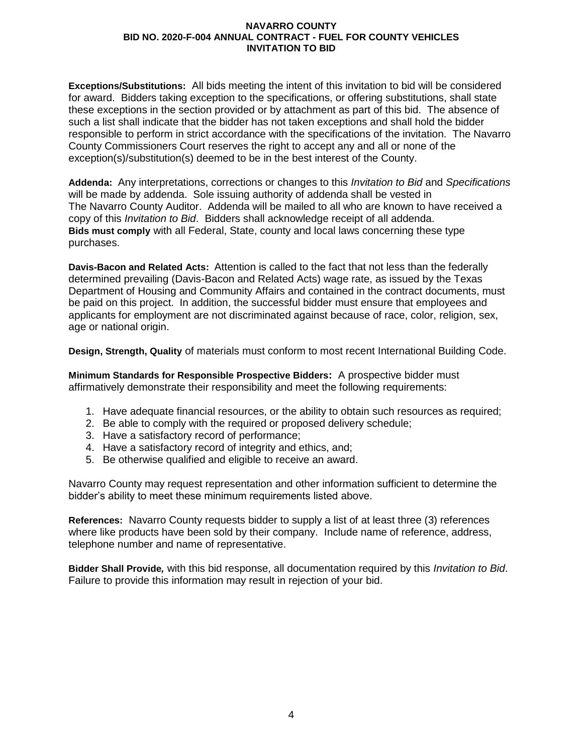**Exceptions/Substitutions:** All bids meeting the intent of this invitation to bid will be considered for award. Bidders taking exception to the specifications, or offering substitutions, shall state these exceptions in the section provided or by attachment as part of this bid. The absence of such a list shall indicate that the bidder has not taken exceptions and shall hold the bidder responsible to perform in strict accordance with the specifications of the invitation. The Navarro County Commissioners Court reserves the right to accept any and all or none of the exception(s)/substitution(s) deemed to be in the best interest of the County.

**Addenda:** Any interpretations, corrections or changes to this *Invitation to Bid* and *Specifications* will be made by addenda. Sole issuing authority of addenda shall be vested in The Navarro County Auditor. Addenda will be mailed to all who are known to have received a copy of this *Invitation to Bid*. Bidders shall acknowledge receipt of all addenda.
**Bids must comply** with all Federal, State, county and local laws concerning these type purchases.

**Davis-Bacon and Related Acts:** Attention is called to the fact that not less than the federally determined prevailing (Davis-Bacon and Related Acts) wage rate, as issued by the Texas Department of Housing and Community Affairs and contained in the contract documents, must be paid on this project. In addition, the successful bidder must ensure that employees and applicants for employment are not discriminated against because of race, color, religion, sex, age or national origin.

**Design, Strength, Quality** of materials must conform to most recent International Building Code.

**Minimum Standards for Responsible Prospective Bidders:** A prospective bidder must affirmatively demonstrate their responsibility and meet the following requirements:

1. Have adequate financial resources, or the ability to obtain such resources as required;
2. Be able to comply with the required or proposed delivery schedule;
3. Have a satisfactory record of performance;
4. Have a satisfactory record of integrity and ethics, and;
5. Be otherwise qualified and eligible to receive an award.

Navarro County may request representation and other information sufficient to determine the bidder's ability to meet these minimum requirements listed above.

**References:** Navarro County requests bidder to supply a list of at least three (3) references where like products have been sold by their company. Include name of reference, address, telephone number and name of representative.

***Bidder Shall Provide*,** with this bid response, all documentation required by this *Invitation to Bid*. Failure to provide this information may result in rejection of your bid.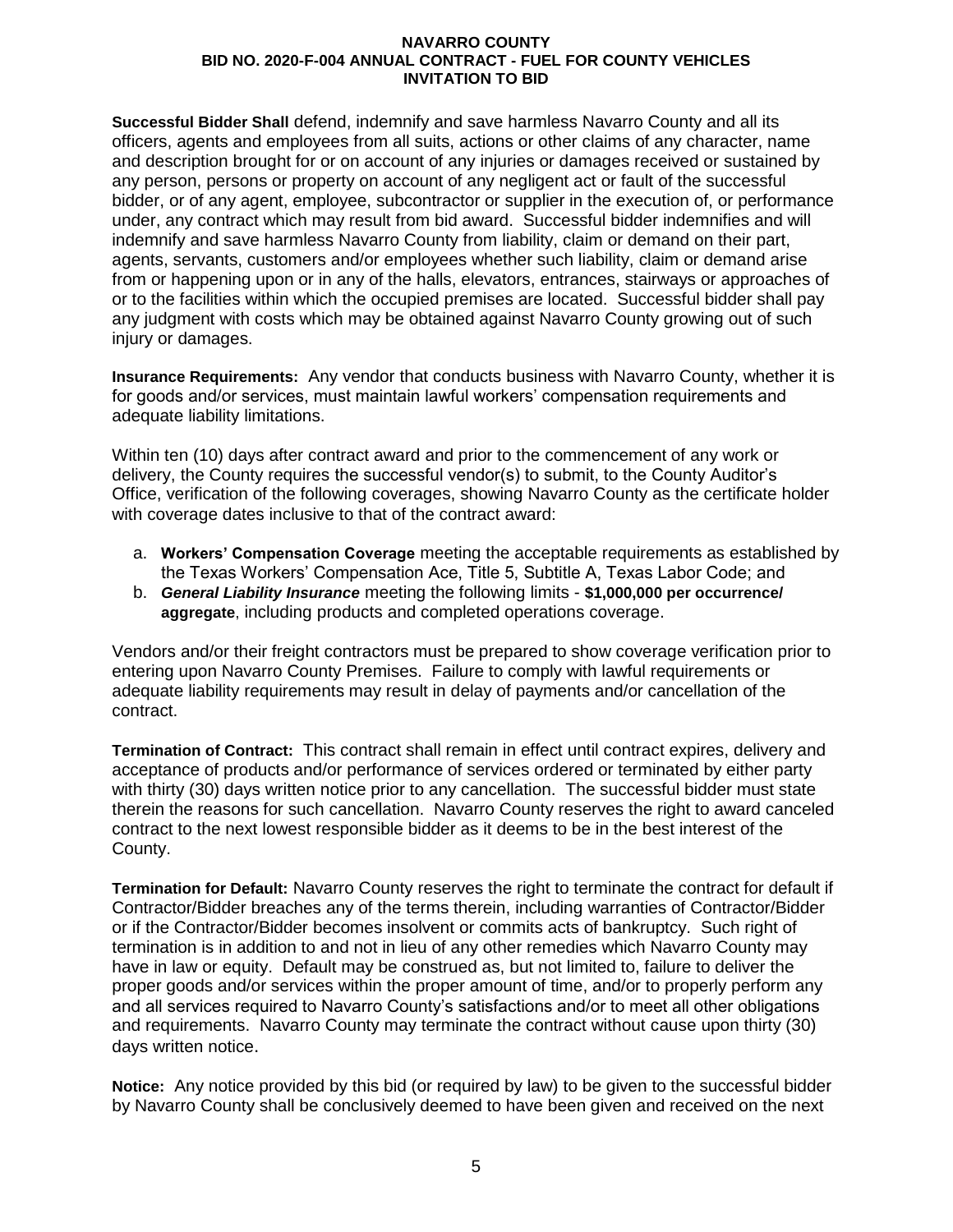**Successful Bidder Shall** defend, indemnify and save harmless Navarro County and all its officers, agents and employees from all suits, actions or other claims of any character, name and description brought for or on account of any injuries or damages received or sustained by any person, persons or property on account of any negligent act or fault of the successful bidder, or of any agent, employee, subcontractor or supplier in the execution of, or performance under, any contract which may result from bid award. Successful bidder indemnifies and will indemnify and save harmless Navarro County from liability, claim or demand on their part, agents, servants, customers and/or employees whether such liability, claim or demand arise from or happening upon or in any of the halls, elevators, entrances, stairways or approaches of or to the facilities within which the occupied premises are located. Successful bidder shall pay any judgment with costs which may be obtained against Navarro County growing out of such injury or damages.

**Insurance Requirements:** Any vendor that conducts business with Navarro County, whether it is for goods and/or services, must maintain lawful workers' compensation requirements and adequate liability limitations.

Within ten (10) days after contract award and prior to the commencement of any work or delivery, the County requires the successful vendor(s) to submit, to the County Auditor's Office, verification of the following coverages, showing Navarro County as the certificate holder with coverage dates inclusive to that of the contract award:

a. **Workers' Compensation Coverage** meeting the acceptable requirements as established by the Texas Workers' Compensation Ace, Title 5, Subtitle A, Texas Labor Code; and
b. ***General Liability Insurance*** meeting the following limits - **$1,000,000 per occurrence/ aggregate**, including products and completed operations coverage.

Vendors and/or their freight contractors must be prepared to show coverage verification prior to entering upon Navarro County Premises. Failure to comply with lawful requirements or adequate liability requirements may result in delay of payments and/or cancellation of the contract.

**Termination of Contract:** This contract shall remain in effect until contract expires, delivery and acceptance of products and/or performance of services ordered or terminated by either party with thirty (30) days written notice prior to any cancellation. The successful bidder must state therein the reasons for such cancellation. Navarro County reserves the right to award canceled contract to the next lowest responsible bidder as it deems to be in the best interest of the County.

**Termination for Default:** Navarro County reserves the right to terminate the contract for default if Contractor/Bidder breaches any of the terms therein, including warranties of Contractor/Bidder or if the Contractor/Bidder becomes insolvent or commits acts of bankruptcy. Such right of termination is in addition to and not in lieu of any other remedies which Navarro County may have in law or equity. Default may be construed as, but not limited to, failure to deliver the proper goods and/or services within the proper amount of time, and/or to properly perform any and all services required to Navarro County's satisfactions and/or to meet all other obligations and requirements. Navarro County may terminate the contract without cause upon thirty (30) days written notice.

**Notice:** Any notice provided by this bid (or required by law) to be given to the successful bidder by Navarro County shall be conclusively deemed to have been given and received on the next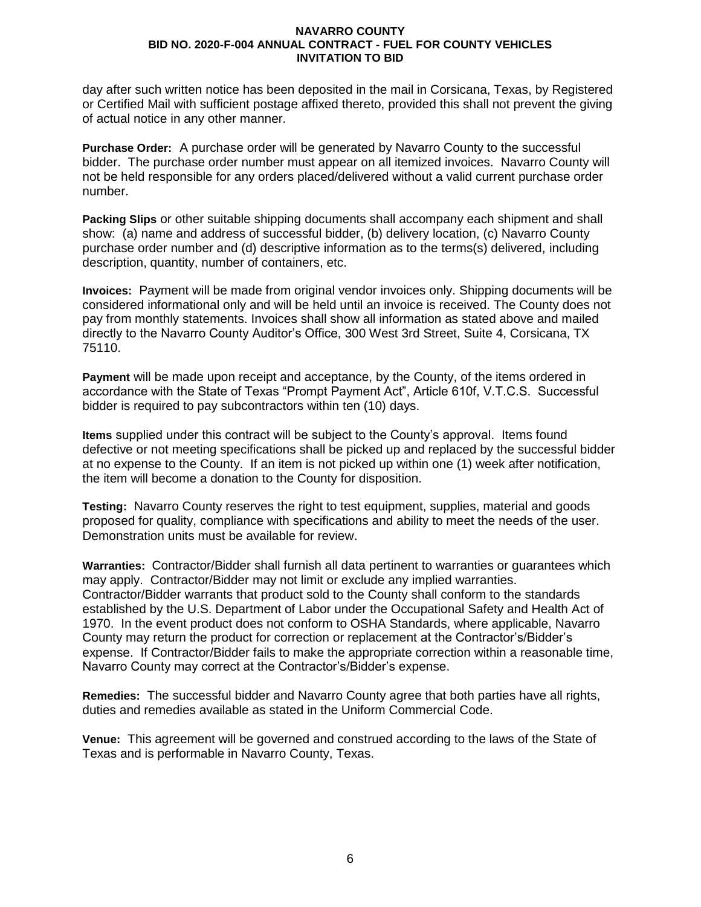day after such written notice has been deposited in the mail in Corsicana, Texas, by Registered or Certified Mail with sufficient postage affixed thereto, provided this shall not prevent the giving of actual notice in any other manner.

**Purchase Order:** A purchase order will be generated by Navarro County to the successful bidder. The purchase order number must appear on all itemized invoices. Navarro County will not be held responsible for any orders placed/delivered without a valid current purchase order number.

**Packing Slips** or other suitable shipping documents shall accompany each shipment and shall show: (a) name and address of successful bidder, (b) delivery location, (c) Navarro County purchase order number and (d) descriptive information as to the terms(s) delivered, including description, quantity, number of containers, etc.

**Invoices:** Payment will be made from original vendor invoices only. Shipping documents will be considered informational only and will be held until an invoice is received. The County does not pay from monthly statements. Invoices shall show all information as stated above and mailed directly to the Navarro County Auditor's Office, 300 West 3rd Street, Suite 4, Corsicana, TX 75110.

**Payment** will be made upon receipt and acceptance, by the County, of the items ordered in accordance with the State of Texas "Prompt Payment Act", Article 610f, V.T.C.S. Successful bidder is required to pay subcontractors within ten (10) days.

**Items** supplied under this contract will be subject to the County's approval. Items found defective or not meeting specifications shall be picked up and replaced by the successful bidder at no expense to the County. If an item is not picked up within one (1) week after notification, the item will become a donation to the County for disposition.

**Testing:** Navarro County reserves the right to test equipment, supplies, material and goods proposed for quality, compliance with specifications and ability to meet the needs of the user. Demonstration units must be available for review.

**Warranties:** Contractor/Bidder shall furnish all data pertinent to warranties or guarantees which may apply. Contractor/Bidder may not limit or exclude any implied warranties. Contractor/Bidder warrants that product sold to the County shall conform to the standards established by the U.S. Department of Labor under the Occupational Safety and Health Act of 1970. In the event product does not conform to OSHA Standards, where applicable, Navarro County may return the product for correction or replacement at the Contractor's/Bidder's expense. If Contractor/Bidder fails to make the appropriate correction within a reasonable time, Navarro County may correct at the Contractor's/Bidder's expense.

**Remedies:** The successful bidder and Navarro County agree that both parties have all rights, duties and remedies available as stated in the Uniform Commercial Code.

**Venue:** This agreement will be governed and construed according to the laws of the State of Texas and is performable in Navarro County, Texas.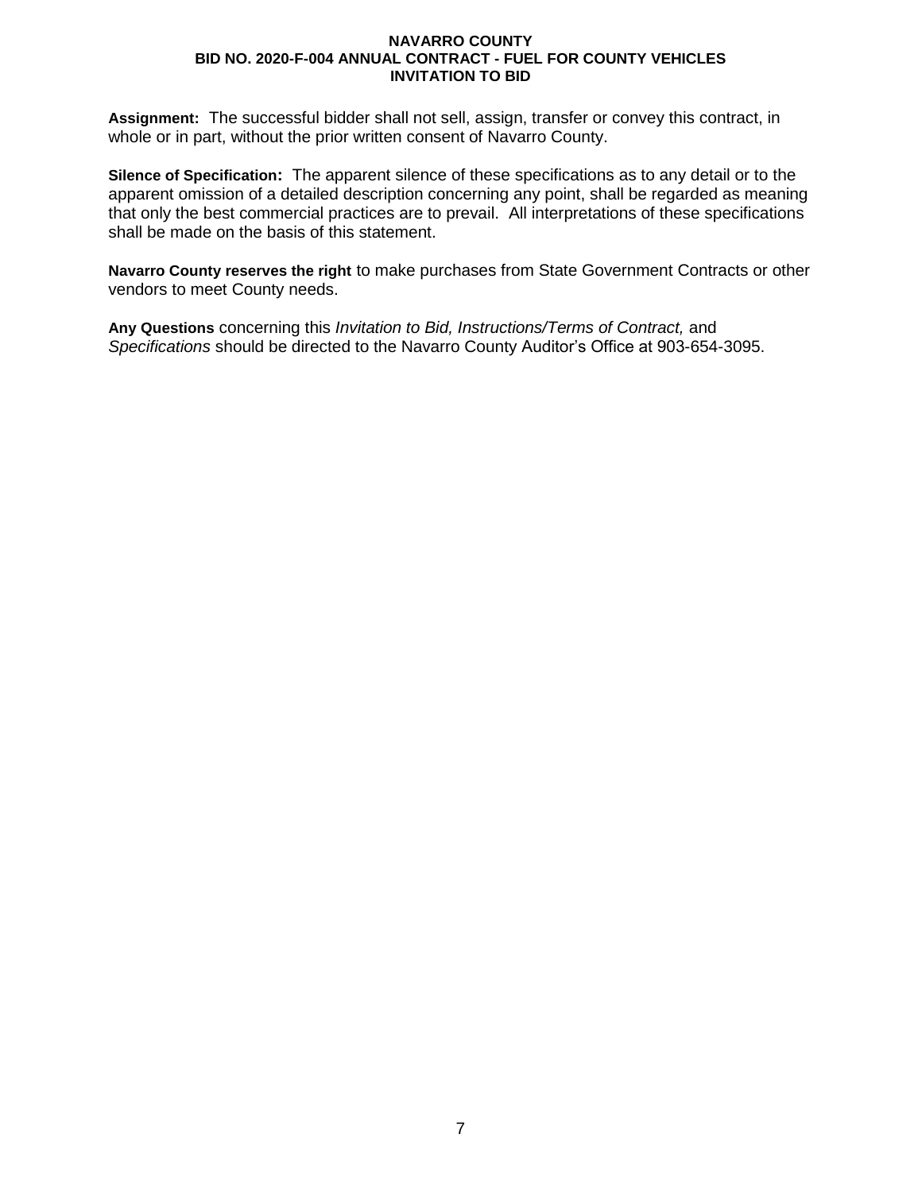**Assignment:** The successful bidder shall not sell, assign, transfer or convey this contract, in whole or in part, without the prior written consent of Navarro County.

**Silence of Specification:** The apparent silence of these specifications as to any detail or to the apparent omission of a detailed description concerning any point, shall be regarded as meaning that only the best commercial practices are to prevail. All interpretations of these specifications shall be made on the basis of this statement.

**Navarro County reserves the right** to make purchases from State Government Contracts or other vendors to meet County needs.

**Any Questions** concerning this *Invitation to Bid, Instructions/Terms of Contract,* and *Specifications* should be directed to the Navarro County Auditor's Office at 903-654-3095.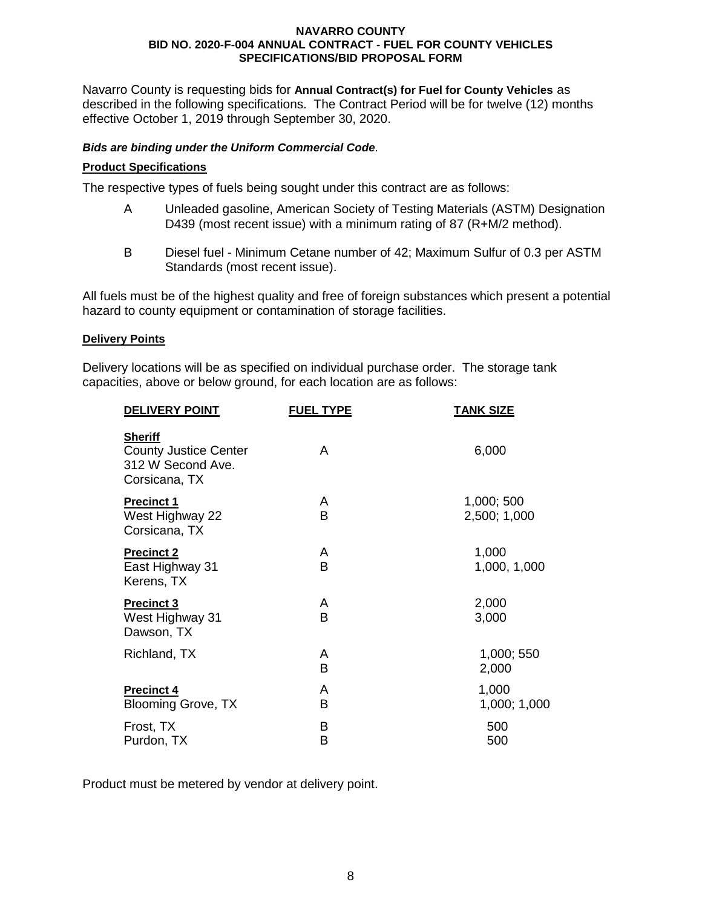**NAVARRO COUNTY**
**BID NO. 2020-F-004 ANNUAL CONTRACT - FUEL FOR COUNTY VEHICLES**
**SPECIFICATIONS/BID PROPOSAL FORM**

Navarro County is requesting bids for **Annual Contract(s) for Fuel for County Vehicles** as described in the following specifications. The Contract Period will be for twelve (12) months effective October 1, 2019 through September 30, 2020.

***Bids are binding under the Uniform Commercial Code*.**

**Product Specifications**

The respective types of fuels being sought under this contract are as follows:

- A Unleaded gasoline, American Society of Testing Materials (ASTM) Designation D439 (most recent issue) with a minimum rating of 87 (R+M/2 method).
- B Diesel fuel - Minimum Cetane number of 42; Maximum Sulfur of 0.3 per ASTM Standards (most recent issue).

All fuels must be of the highest quality and free of foreign substances which present a potential hazard to county equipment or contamination of storage facilities.

**Delivery Points**

Delivery locations will be as specified on individual purchase order. The storage tank capacities, above or below ground, for each location are as follows:

| DELIVERY POINT | FUEL TYPE | TANK SIZE |
|---|---|---|
| **Sheriff**<br>County Justice Center<br>312 W Second Ave.<br>Corsicana, TX | A | 6,000 |
| **Precinct 1**<br>West Highway 22<br>Corsicana, TX | A<br>B | 1,000; 500<br>2,500; 1,000 |
| **Precinct 2**<br>East Highway 31<br>Kerens, TX | A<br>B | 1,000<br>1,000, 1,000 |
| **Precinct 3**<br>West Highway 31<br>Dawson, TX | A<br>B | 2,000<br>3,000 |
| Richland, TX | A<br>B | 1,000; 550<br>2,000 |
| **Precinct 4**<br>Blooming Grove, TX | A<br>B | 1,000<br>1,000; 1,000 |
| Frost, TX | B | 500 |
| Purdon, TX | B | 500 |

Product must be metered by vendor at delivery point.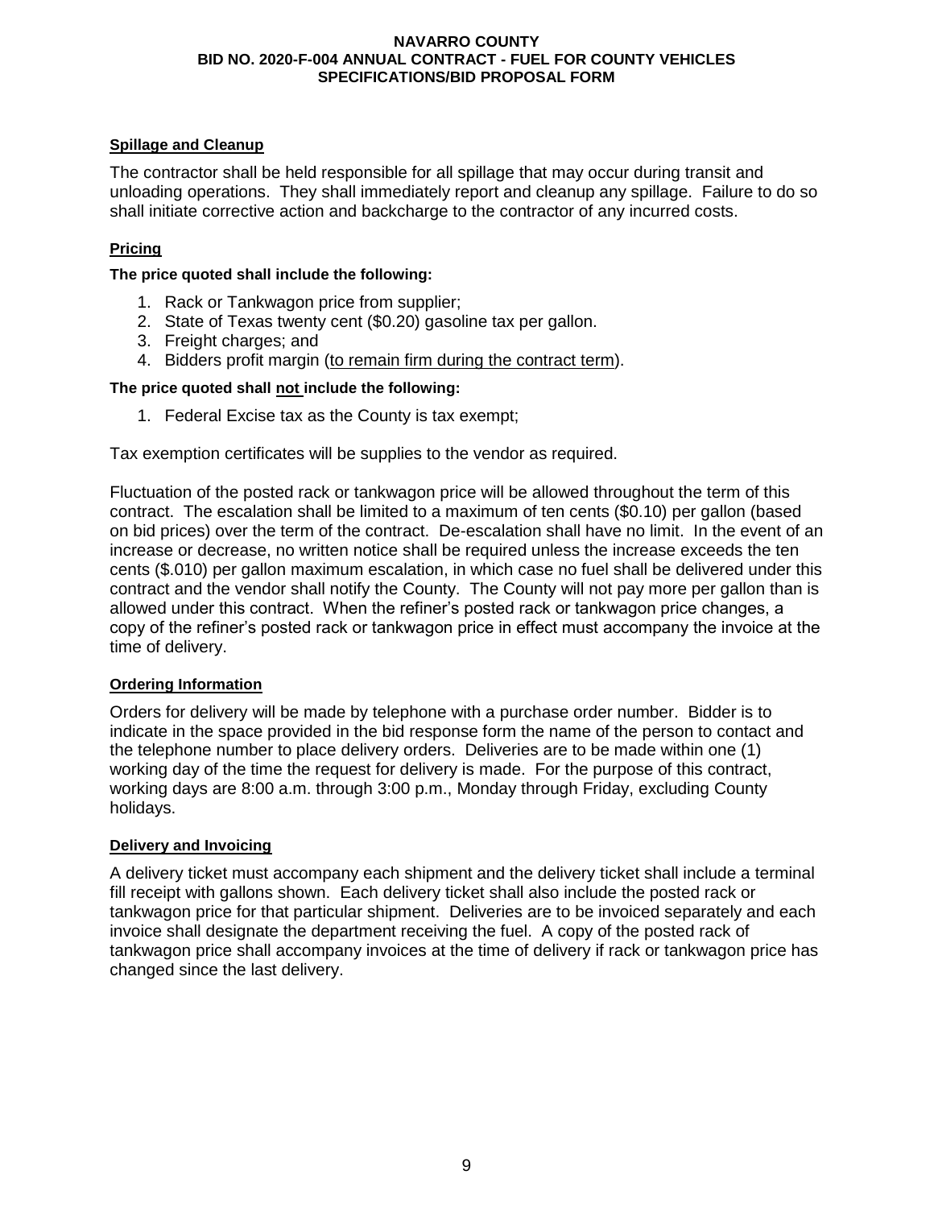**Spillage and Cleanup**

The contractor shall be held responsible for all spillage that may occur during transit and unloading operations. They shall immediately report and cleanup any spillage. Failure to do so shall initiate corrective action and backcharge to the contractor of any incurred costs.

**Pricing**

**The price quoted shall include the following:**

1. Rack or Tankwagon price from supplier;
2. State of Texas twenty cent ($0.20) gasoline tax per gallon.
3. Freight charges; and
4. Bidders profit margin (<u>to remain firm during the contract term</u>).

**The price quoted shall <u>not</u> include the following:**

1. Federal Excise tax as the County is tax exempt;

Tax exemption certificates will be supplies to the vendor as required.

Fluctuation of the posted rack or tankwagon price will be allowed throughout the term of this contract. The escalation shall be limited to a maximum of ten cents ($0.10) per gallon (based on bid prices) over the term of the contract. De-escalation shall have no limit. In the event of an increase or decrease, no written notice shall be required unless the increase exceeds the ten cents ($.010) per gallon maximum escalation, in which case no fuel shall be delivered under this contract and the vendor shall notify the County. The County will not pay more per gallon than is allowed under this contract. When the refiner's posted rack or tankwagon price changes, a copy of the refiner's posted rack or tankwagon price in effect must accompany the invoice at the time of delivery.

**Ordering Information**

Orders for delivery will be made by telephone with a purchase order number. Bidder is to indicate in the space provided in the bid response form the name of the person to contact and the telephone number to place delivery orders. Deliveries are to be made within one (1) working day of the time the request for delivery is made. For the purpose of this contract, working days are 8:00 a.m. through 3:00 p.m., Monday through Friday, excluding County holidays.

**Delivery and Invoicing**

A delivery ticket must accompany each shipment and the delivery ticket shall include a terminal fill receipt with gallons shown. Each delivery ticket shall also include the posted rack or tankwagon price for that particular shipment. Deliveries are to be invoiced separately and each invoice shall designate the department receiving the fuel. A copy of the posted rack of tankwagon price shall accompany invoices at the time of delivery if rack or tankwagon price has changed since the last delivery.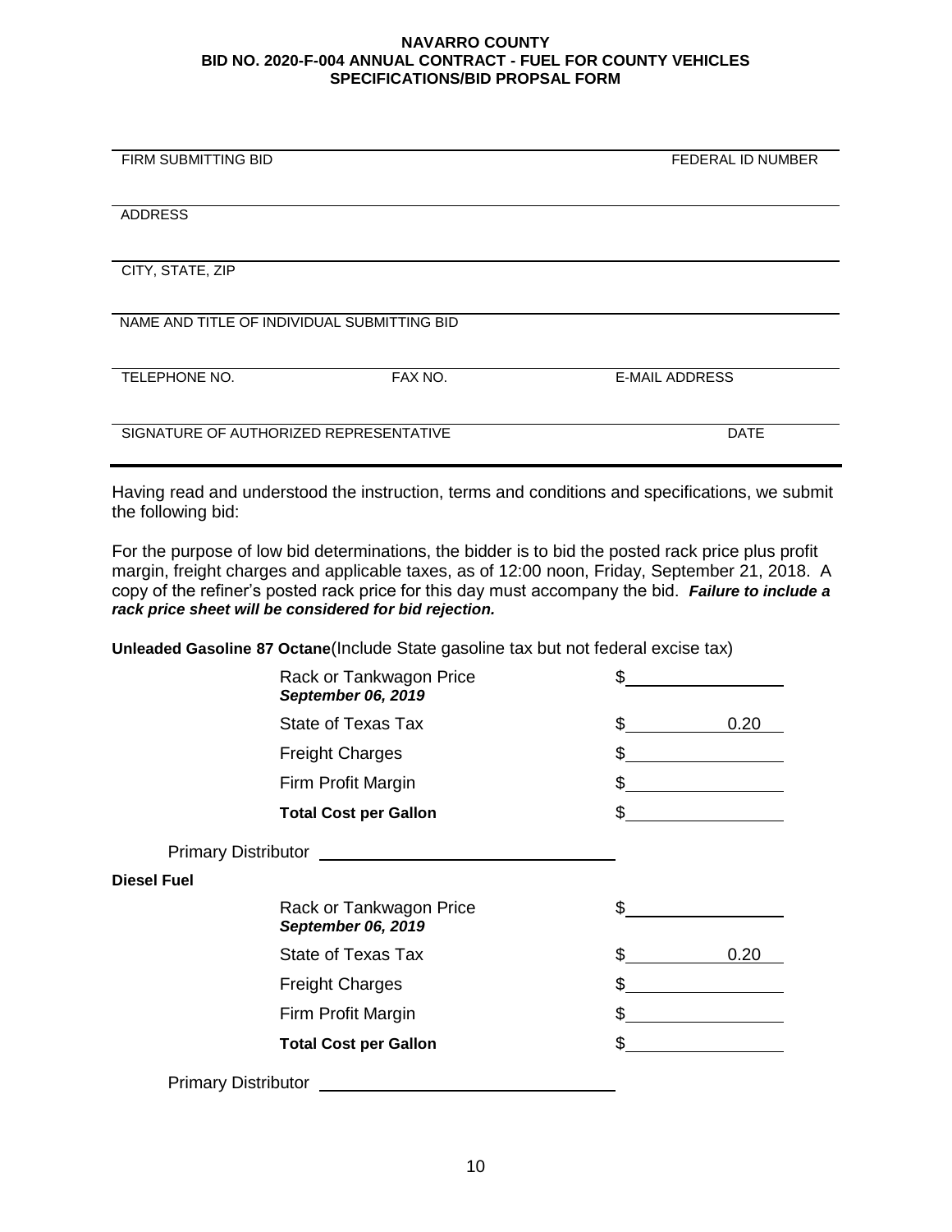**NAVARRO COUNTY**
**BID NO. 2020-F-004 ANNUAL CONTRACT - FUEL FOR COUNTY VEHICLES**
**SPECIFICATIONS/BID PROPSAL FORM**

| FIRM SUBMITTING BID | | FEDERAL ID NUMBER |
|---|---|---|
| ADDRESS | | |
| CITY, STATE, ZIP | | |
| NAME AND TITLE OF INDIVIDUAL SUBMITTING BID | | |
| TELEPHONE NO. | FAX NO. | E-MAIL ADDRESS |
| SIGNATURE OF AUTHORIZED REPRESENTATIVE | | DATE |

Having read and understood the instruction, terms and conditions and specifications, we submit the following bid:

For the purpose of low bid determinations, the bidder is to bid the posted rack price plus profit margin, freight charges and applicable taxes, as of 12:00 noon, Friday, September 21, 2018. A copy of the refiner's posted rack price for this day must accompany the bid. ***Failure to include a rack price sheet will be considered for bid rejection.***

**Unleaded Gasoline 87 Octane**(Include State gasoline tax but not federal excise tax)

| | |
|---|---|
| Rack or Tankwagon Price *September 06, 2019* | $\_\_\_\_\_\_\_\_\_\_ |
| State of Texas Tax | $ 0.20 |
| Freight Charges | $\_\_\_\_\_\_\_\_\_\_ |
| Firm Profit Margin | $\_\_\_\_\_\_\_\_\_\_ |
| **Total Cost per Gallon** | $\_\_\_\_\_\_\_\_\_\_ |

Primary Distributor \_\_\_\_\_\_\_\_\_\_\_\_\_\_\_\_\_\_\_\_

**Diesel Fuel**

| | |
|---|---|
| Rack or Tankwagon Price *September 06, 2019* | $\_\_\_\_\_\_\_\_\_\_ |
| State of Texas Tax | $ 0.20 |
| Freight Charges | $\_\_\_\_\_\_\_\_\_\_ |
| Firm Profit Margin | $\_\_\_\_\_\_\_\_\_\_ |
| **Total Cost per Gallon** | $\_\_\_\_\_\_\_\_\_\_ |

Primary Distributor \_\_\_\_\_\_\_\_\_\_\_\_\_\_\_\_\_\_\_\_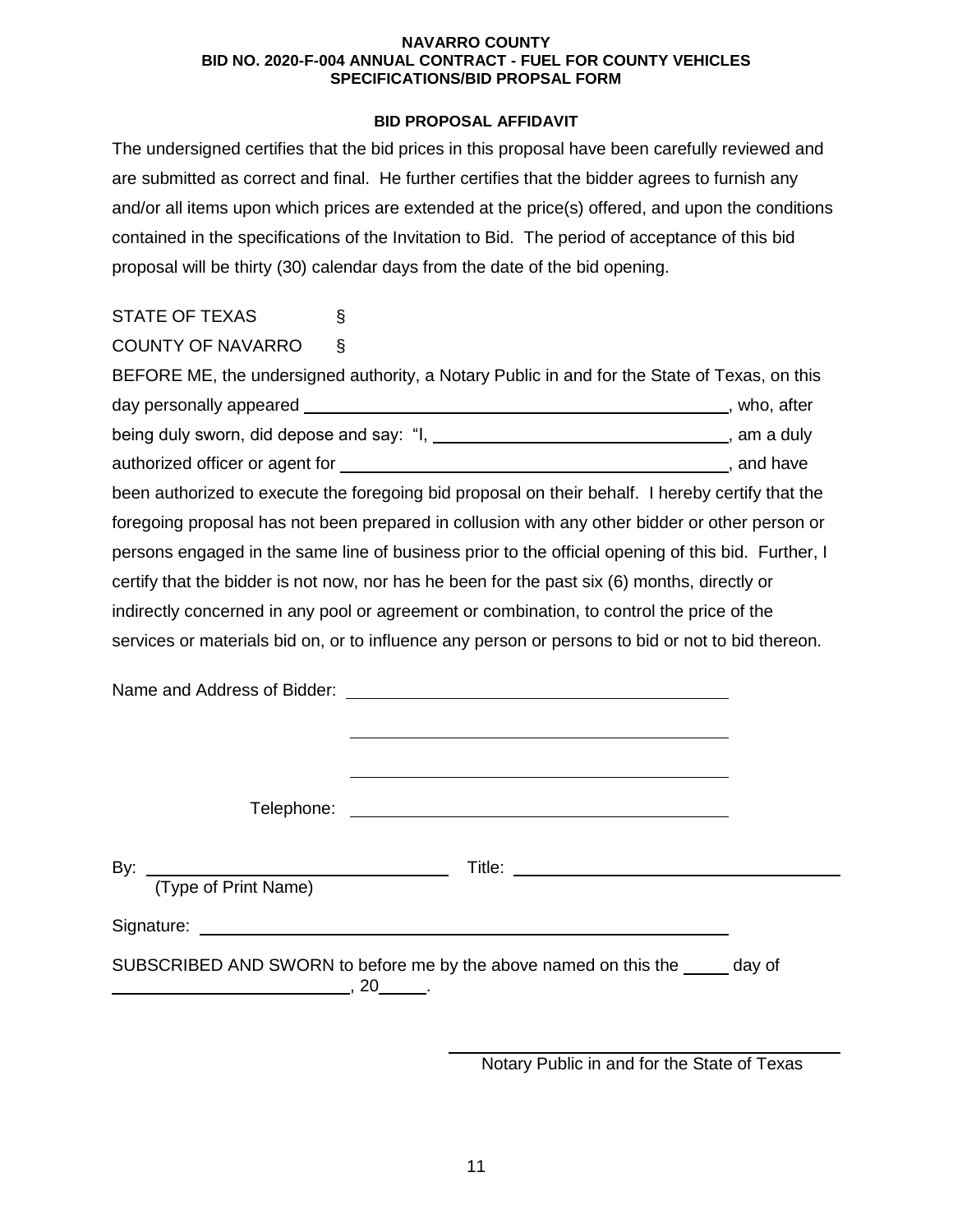**NAVARRO COUNTY**
**BID NO. 2020-F-004 ANNUAL CONTRACT - FUEL FOR COUNTY VEHICLES**
**SPECIFICATIONS/BID PROPSAL FORM**

## BID PROPOSAL AFFIDAVIT

The undersigned certifies that the bid prices in this proposal have been carefully reviewed and are submitted as correct and final. He further certifies that the bidder agrees to furnish any and/or all items upon which prices are extended at the price(s) offered, and upon the conditions contained in the specifications of the Invitation to Bid. The period of acceptance of this bid proposal will be thirty (30) calendar days from the date of the bid opening.

STATE OF TEXAS §
COUNTY OF NAVARRO §

BEFORE ME, the undersigned authority, a Notary Public in and for the State of Texas, on this day personally appeared ______________________________, who, after being duly sworn, did depose and say: "I, ______________________________, am a duly authorized officer or agent for ______________________________, and have been authorized to execute the foregoing bid proposal on their behalf. I hereby certify that the foregoing proposal has not been prepared in collusion with any other bidder or other person or persons engaged in the same line of business prior to the official opening of this bid. Further, I certify that the bidder is not now, nor has he been for the past six (6) months, directly or indirectly concerned in any pool or agreement or combination, to control the price of the services or materials bid on, or to influence any person or persons to bid or not to bid thereon.

Name and Address of Bidder: ______________________________

______________________________

______________________________

Telephone: ______________________________

By: ______________________________ Title: ______________________________
(Type of Print Name)

Signature: ______________________________

SUBSCRIBED AND SWORN to before me by the above named on this the _____ day of ______________________, 20_____.

______________________________
Notary Public in and for the State of Texas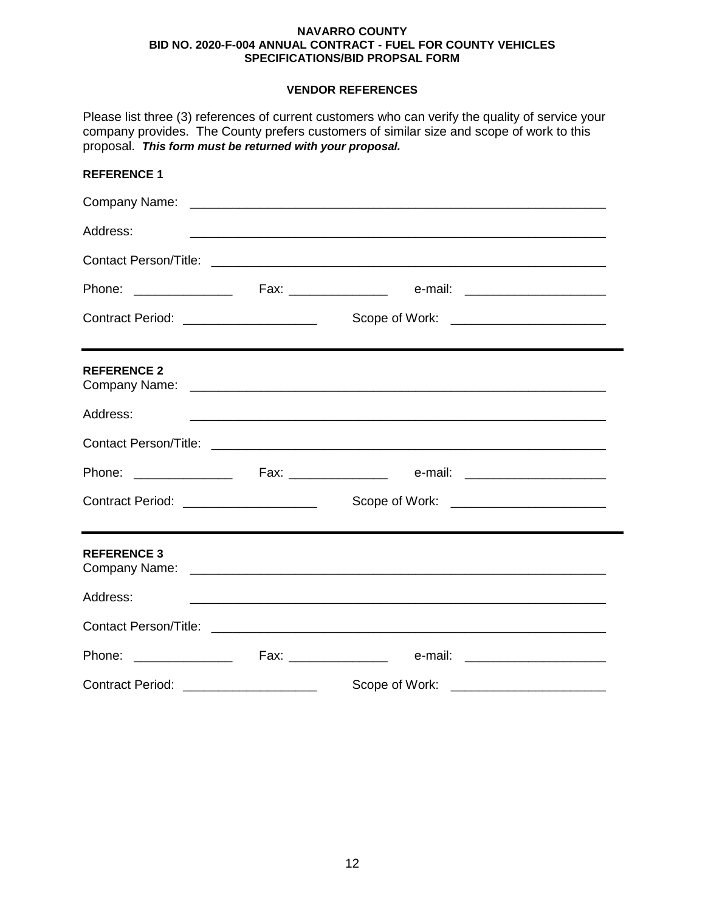**NAVARRO COUNTY**
**BID NO. 2020-F-004 ANNUAL CONTRACT - FUEL FOR COUNTY VEHICLES**
**SPECIFICATIONS/BID PROPSAL FORM**

**VENDOR REFERENCES**

Please list three (3) references of current customers who can verify the quality of service your company provides. The County prefers customers of similar size and scope of work to this proposal. ***This form must be returned with your proposal.***

**REFERENCE 1**

Company Name: ____________________________________________________________

Address: ____________________________________________________________

Contact Person/Title: ____________________________________________________________

Phone: ______________ Fax: ______________ e-mail: ____________________

Contract Period: ___________________ Scope of Work: _____________________

---

**REFERENCE 2**

Company Name: ____________________________________________________________

Address: ____________________________________________________________

Contact Person/Title: ____________________________________________________________

Phone: ______________ Fax: ______________ e-mail: ____________________

Contract Period: ___________________ Scope of Work: _____________________

---

**REFERENCE 3**

Company Name: ____________________________________________________________

Address: ____________________________________________________________

Contact Person/Title: ____________________________________________________________

Phone: ______________ Fax: ______________ e-mail: ____________________

Contract Period: ___________________ Scope of Work: _____________________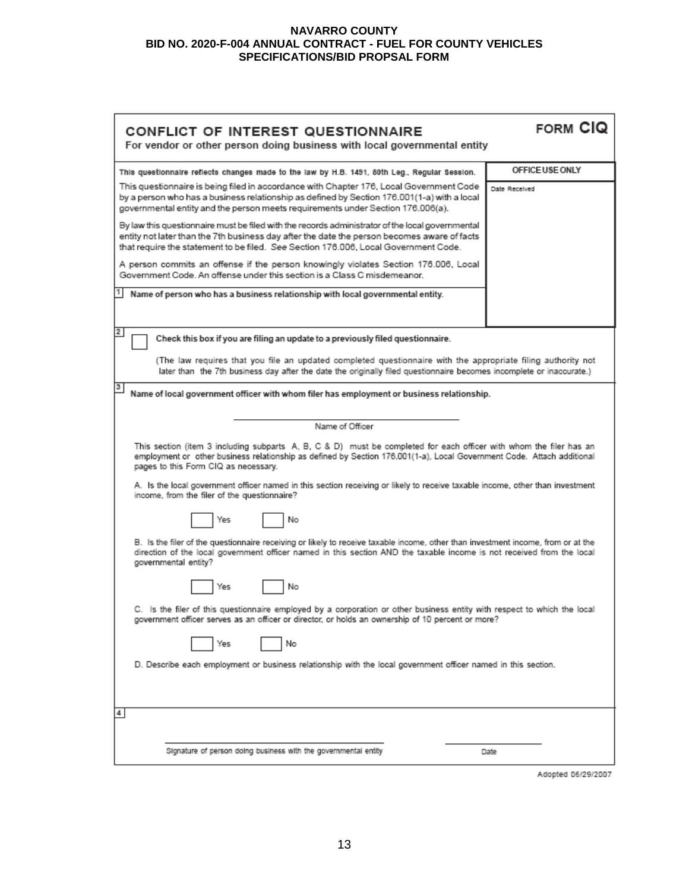**NAVARRO COUNTY**
**BID NO. 2020-F-004 ANNUAL CONTRACT - FUEL FOR COUNTY VEHICLES**
**SPECIFICATIONS/BID PROPSAL FORM**

# CONFLICT OF INTEREST QUESTIONNAIRE

**FORM CIQ**

For vendor or other person doing business with local governmental entity

**This questionnaire reflects changes made to the law by H.B. 1491, 80th Leg., Regular Session.**

This questionnaire is being filed in accordance with Chapter 176, Local Government Code by a person who has a business relationship as defined by Section 176.001(1-a) with a local governmental entity and the person meets requirements under Section 176.006(a).

By law this questionnaire must be filed with the records administrator of the local governmental entity not later than the 7th business day after the date the person becomes aware of facts that require the statement to be filed. *See* Section 176.006, Local Government Code.

A person commits an offense if the person knowingly violates Section 176.006, Local Government Code. An offense under this section is a Class C misdemeanor.

| OFFICE USE ONLY |
|---|
| Date Received |

**1** **Name of person who has a business relationship with local governmental entity.**

**2** ☐ **Check this box if you are filing an update to a previously filed questionnaire.**

(The law requires that you file an updated completed questionnaire with the appropriate filing authority not later than the 7th business day after the date the originally filed questionnaire becomes incomplete or inaccurate.)

**3** **Name of local government officer with whom filer has employment or business relationship.**

______________________________
Name of Officer

This section (item 3 including subparts A, B, C & D) must be completed for each officer with whom the filer has an employment or other business relationship as defined by Section 176.001(1-a), Local Government Code. Attach additional pages to this Form CIQ as necessary.

A. Is the local government officer named in this section receiving or likely to receive taxable income, other than investment income, from the filer of the questionnaire?

☐ Yes ☐ No

B. Is the filer of the questionnaire receiving or likely to receive taxable income, other than investment income, from or at the direction of the local government officer named in this section AND the taxable income is not received from the local governmental entity?

☐ Yes ☐ No

C. Is the filer of this questionnaire employed by a corporation or other business entity with respect to which the local government officer serves as an officer or director, or holds an ownership of 10 percent or more?

☐ Yes ☐ No

D. Describe each employment or business relationship with the local government officer named in this section.

**4**

______________________________ ______________
Signature of person doing business with the governmental entity Date

Adopted 06/29/2007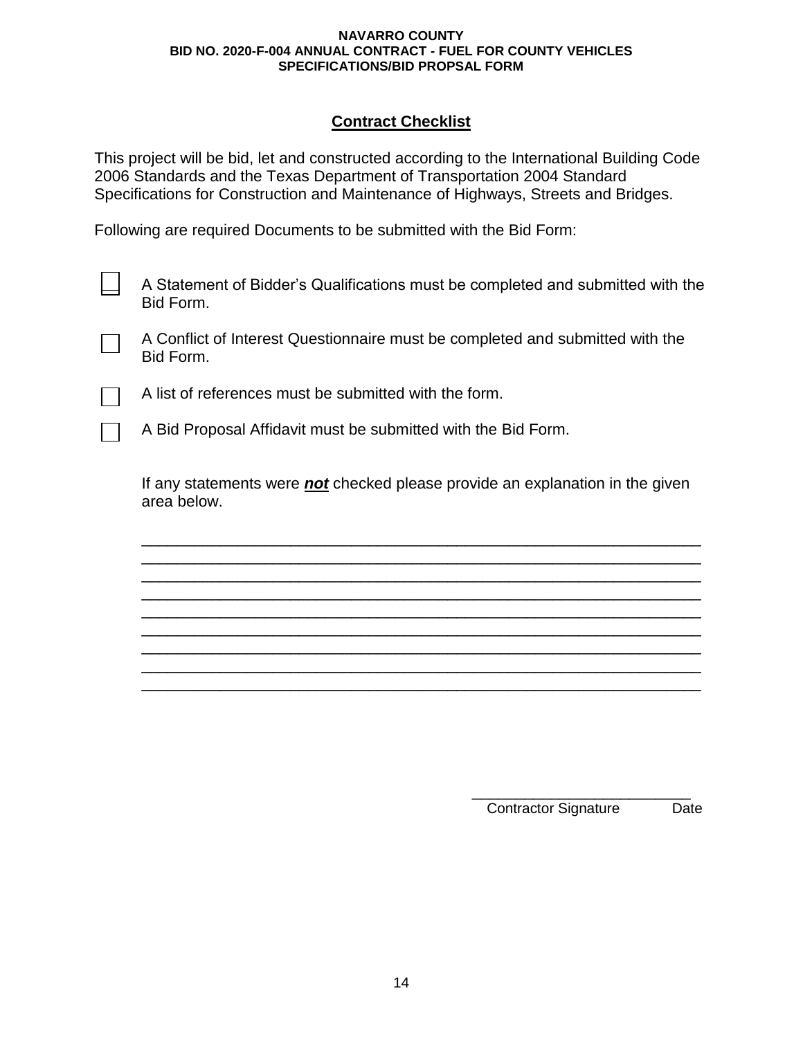## Contract Checklist

This project will be bid, let and constructed according to the International Building Code 2006 Standards and the Texas Department of Transportation 2004 Standard Specifications for Construction and Maintenance of Highways, Streets and Bridges.

Following are required Documents to be submitted with the Bid Form:

- ☐ A Statement of Bidder's Qualifications must be completed and submitted with the Bid Form.
- ☐ A Conflict of Interest Questionnaire must be completed and submitted with the Bid Form.
- ☐ A list of references must be submitted with the form.
- ☐ A Bid Proposal Affidavit must be submitted with the Bid Form.

If any statements were ***not*** checked please provide an explanation in the given area below.

_________________________________________________________________
_________________________________________________________________
_________________________________________________________________
_________________________________________________________________
_________________________________________________________________
_________________________________________________________________
_________________________________________________________________
_________________________________________________________________
_________________________________________________________________

___________________________
Contractor Signature Date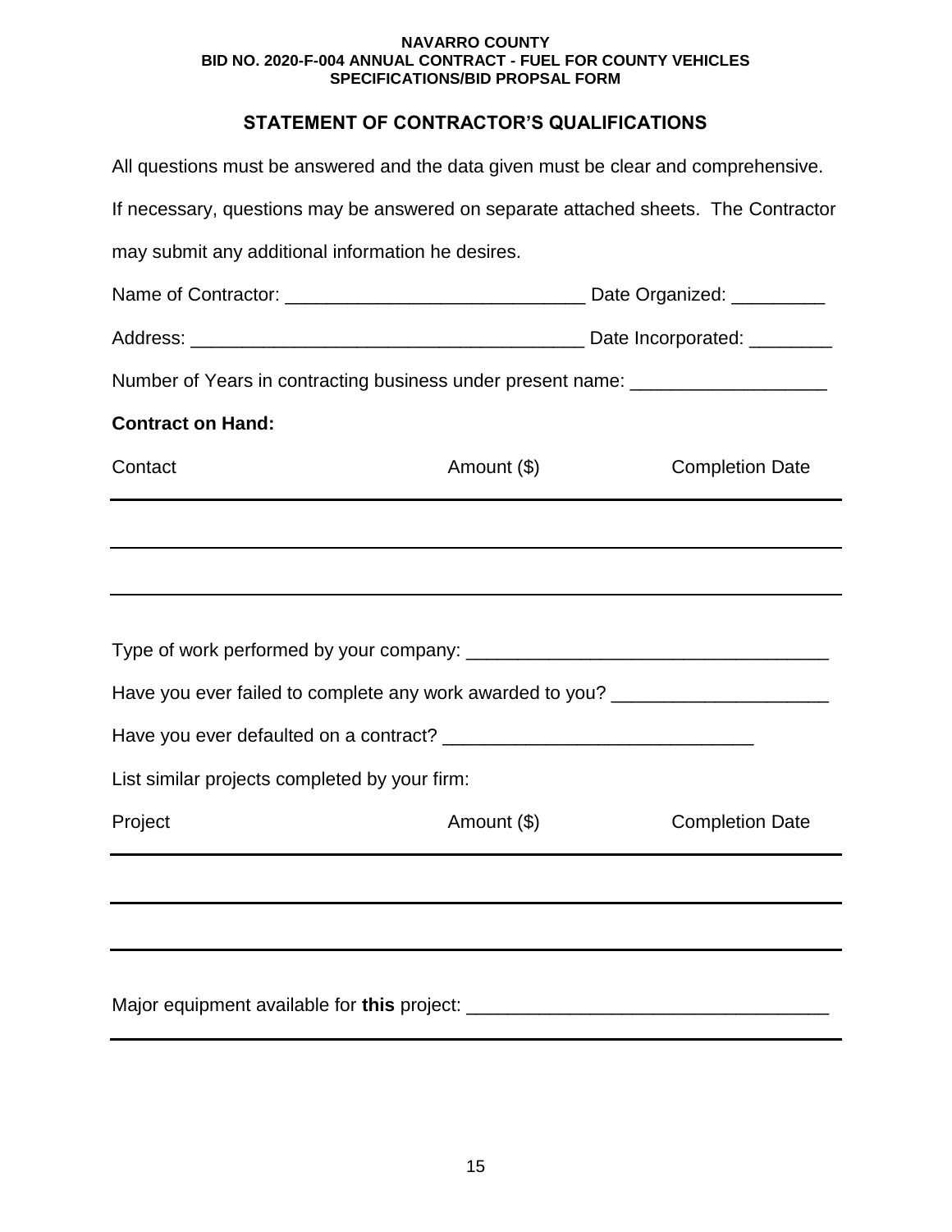**NAVARRO COUNTY**
**BID NO. 2020-F-004 ANNUAL CONTRACT - FUEL FOR COUNTY VEHICLES**
**SPECIFICATIONS/BID PROPSAL FORM**

## STATEMENT OF CONTRACTOR'S QUALIFICATIONS

All questions must be answered and the data given must be clear and comprehensive. If necessary, questions may be answered on separate attached sheets. The Contractor may submit any additional information he desires.

Name of Contractor: _____________________________ Date Organized: _________

Address: _______________________________________ Date Incorporated: ________

Number of Years in contracting business under present name: ___________________

**Contract on Hand:**

| Contact | Amount ($) | Completion Date |
|---|---|---|
| | | |
| | | |
| | | |

Type of work performed by your company: ___________________________________

Have you ever failed to complete any work awarded to you? ____________________

Have you ever defaulted on a contract? _____________________________

List similar projects completed by your firm:

| Project | Amount ($) | Completion Date |
|---|---|---|
| | | |
| | | |
| | | |

Major equipment available for **this** project: ___________________________________